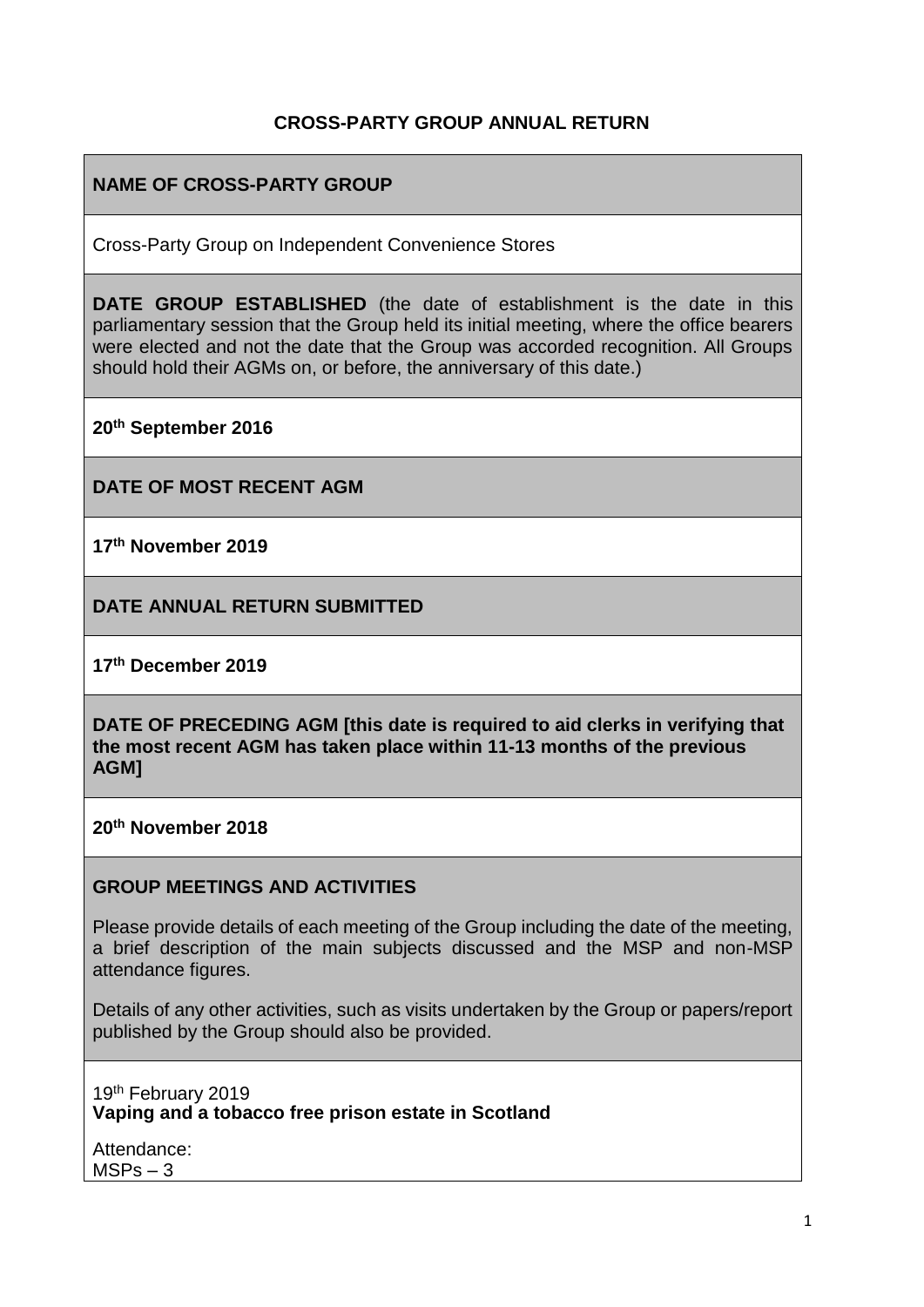# CROSS-PARTY GROUP ANNUAL RETURN

**NAME OF CROSS-PARTY GROUP**

Cross-Party Group on Independent Convenience Stores

**DATE GROUP ESTABLISHED** (the date of establishment is the date in this parliamentary session that the Group held its initial meeting, where the office bearers were elected and not the date that the Group was accorded recognition. All Groups should hold their AGMs on, or before, the anniversary of this date.)

**20th September 2016**

**DATE OF MOST RECENT AGM**

**17th November 2019**

**DATE ANNUAL RETURN SUBMITTED**

**17th December 2019**

**DATE OF PRECEDING AGM [this date is required to aid clerks in verifying that the most recent AGM has taken place within 11-13 months of the previous AGM]**

**20th November 2018**

**GROUP MEETINGS AND ACTIVITIES**

Please provide details of each meeting of the Group including the date of the meeting, a brief description of the main subjects discussed and the MSP and non-MSP attendance figures.

Details of any other activities, such as visits undertaken by the Group or papers/report published by the Group should also be provided.

19th February 2019
**Vaping and a tobacco free prison estate in Scotland**

Attendance:
MSPs – 3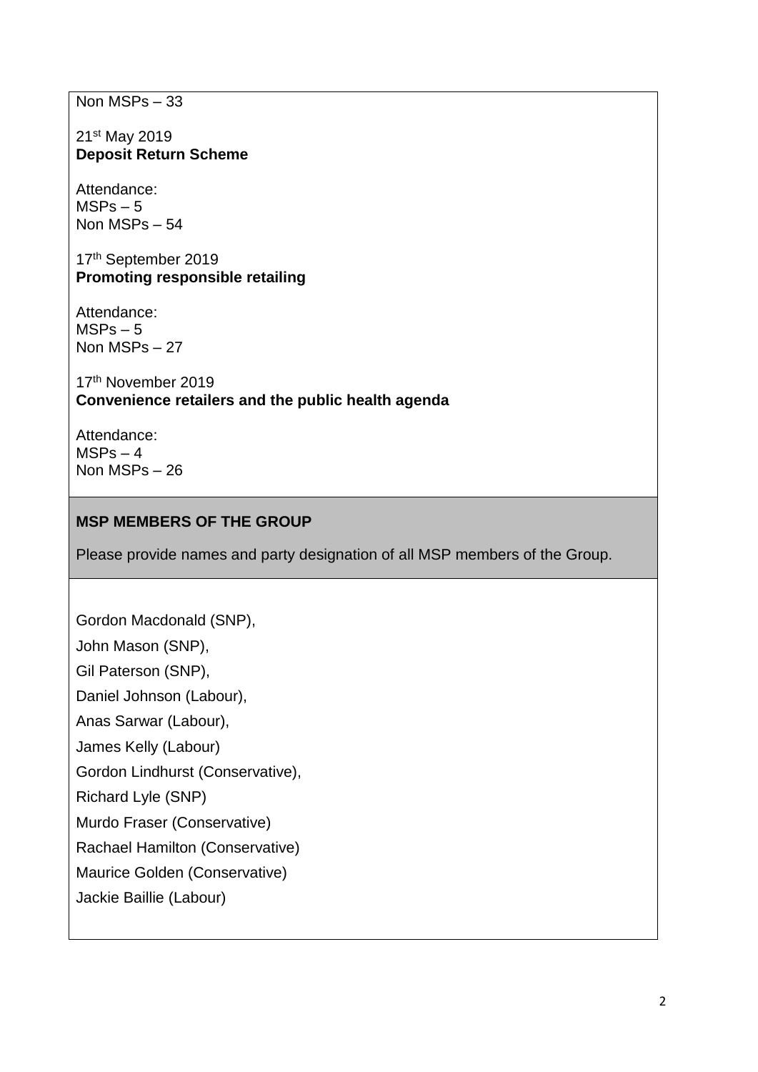Non MSPs – 33

21st May 2019
**Deposit Return Scheme**

Attendance:
MSPs – 5
Non MSPs – 54

17th September 2019
**Promoting responsible retailing**

Attendance:
MSPs – 5
Non MSPs – 27

17th November 2019
**Convenience retailers and the public health agenda**

Attendance:
MSPs – 4
Non MSPs – 26

**MSP MEMBERS OF THE GROUP**

Please provide names and party designation of all MSP members of the Group.

Gordon Macdonald (SNP),

John Mason (SNP),

Gil Paterson (SNP),

Daniel Johnson (Labour),

Anas Sarwar (Labour),

James Kelly (Labour)

Gordon Lindhurst (Conservative),

Richard Lyle (SNP)

Murdo Fraser (Conservative)

Rachael Hamilton (Conservative)

Maurice Golden (Conservative)

Jackie Baillie (Labour)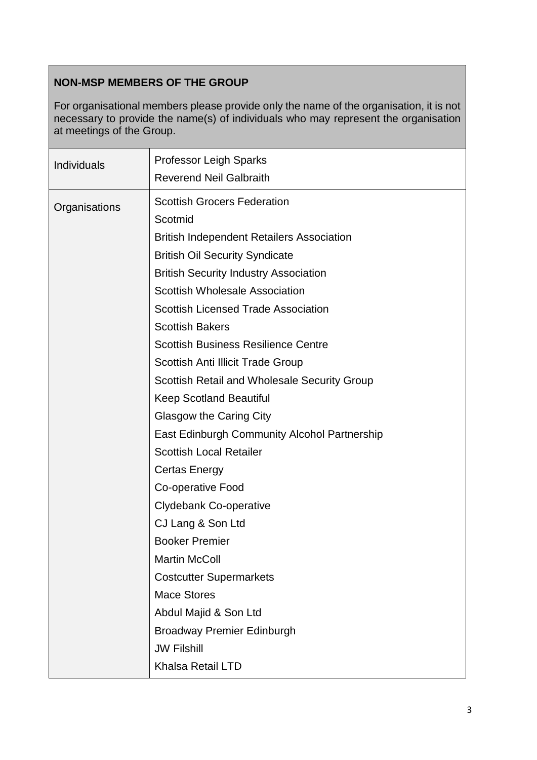| **NON-MSP MEMBERS OF THE GROUP**<br><br>For organisational members please provide only the name of the organisation, it is not necessary to provide the name(s) of individuals who may represent the organisation at meetings of the Group. | |
|---|---|
| Individuals | Professor Leigh Sparks<br>Reverend Neil Galbraith |
| Organisations | Scottish Grocers Federation<br>Scotmid<br>British Independent Retailers Association<br>British Oil Security Syndicate<br>British Security Industry Association<br>Scottish Wholesale Association<br>Scottish Licensed Trade Association<br>Scottish Bakers<br>Scottish Business Resilience Centre<br>Scottish Anti Illicit Trade Group<br>Scottish Retail and Wholesale Security Group<br>Keep Scotland Beautiful<br>Glasgow the Caring City<br>East Edinburgh Community Alcohol Partnership<br>Scottish Local Retailer<br>Certas Energy<br>Co-operative Food<br>Clydebank Co-operative<br>CJ Lang & Son Ltd<br>Booker Premier<br>Martin McColl<br>Costcutter Supermarkets<br>Mace Stores<br>Abdul Majid & Son Ltd<br>Broadway Premier Edinburgh<br>JW Filshill<br>Khalsa Retail LTD |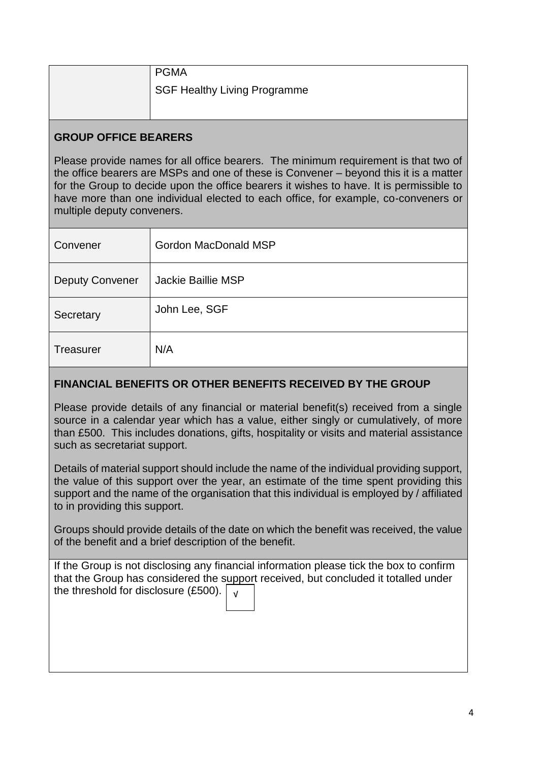| | |
|---|---|
| | PGMA<br>SGF Healthy Living Programme |

## GROUP OFFICE BEARERS

Please provide names for all office bearers. The minimum requirement is that two of the office bearers are MSPs and one of these is Convener – beyond this it is a matter for the Group to decide upon the office bearers it wishes to have. It is permissible to have more than one individual elected to each office, for example, co-conveners or multiple deputy conveners.

| | |
|---|---|
| Convener | Gordon MacDonald MSP |
| Deputy Convener | Jackie Baillie MSP |
| Secretary | John Lee, SGF |
| Treasurer | N/A |

## FINANCIAL BENEFITS OR OTHER BENEFITS RECEIVED BY THE GROUP

Please provide details of any financial or material benefit(s) received from a single source in a calendar year which has a value, either singly or cumulatively, of more than £500. This includes donations, gifts, hospitality or visits and material assistance such as secretariat support.

Details of material support should include the name of the individual providing support, the value of this support over the year, an estimate of the time spent providing this support and the name of the organisation that this individual is employed by / affiliated to in providing this support.

Groups should provide details of the date on which the benefit was received, the value of the benefit and a brief description of the benefit.

If the Group is not disclosing any financial information please tick the box to confirm that the Group has considered the support received, but concluded it totalled under the threshold for disclosure (£500). √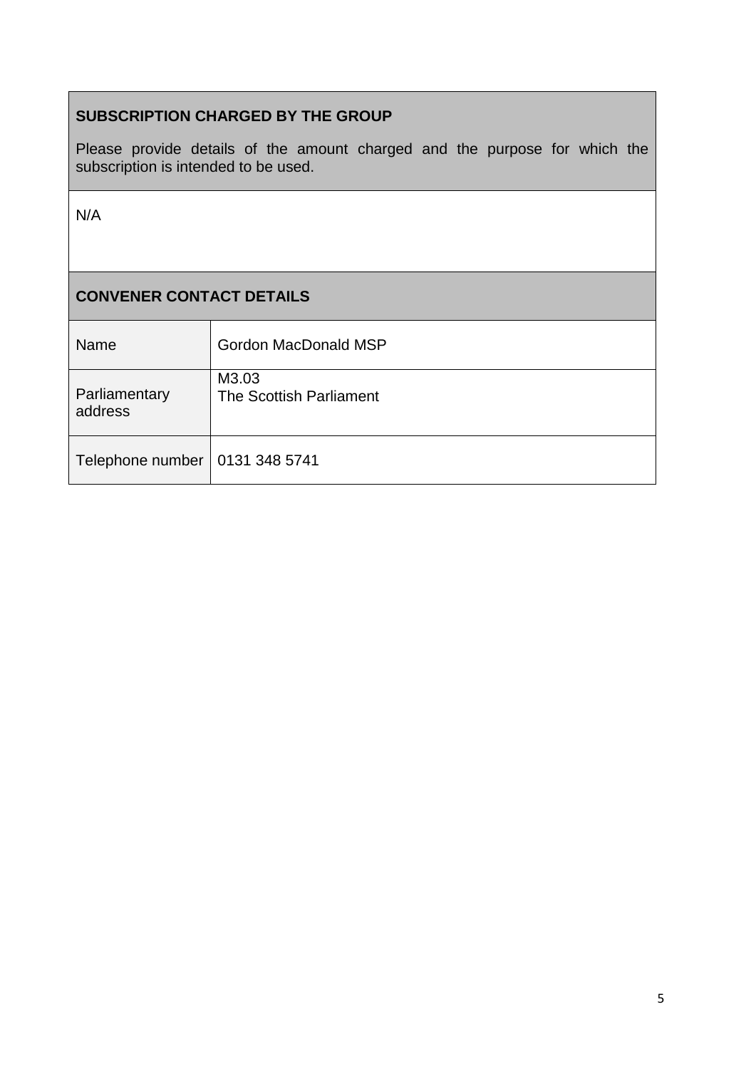## SUBSCRIPTION CHARGED BY THE GROUP

Please provide details of the amount charged and the purpose for which the subscription is intended to be used.

N/A

## CONVENER CONTACT DETAILS

| | |
|---|---|
| Name | Gordon MacDonald MSP |
| Parliamentary address | M3.03<br>The Scottish Parliament |
| Telephone number | 0131 348 5741 |